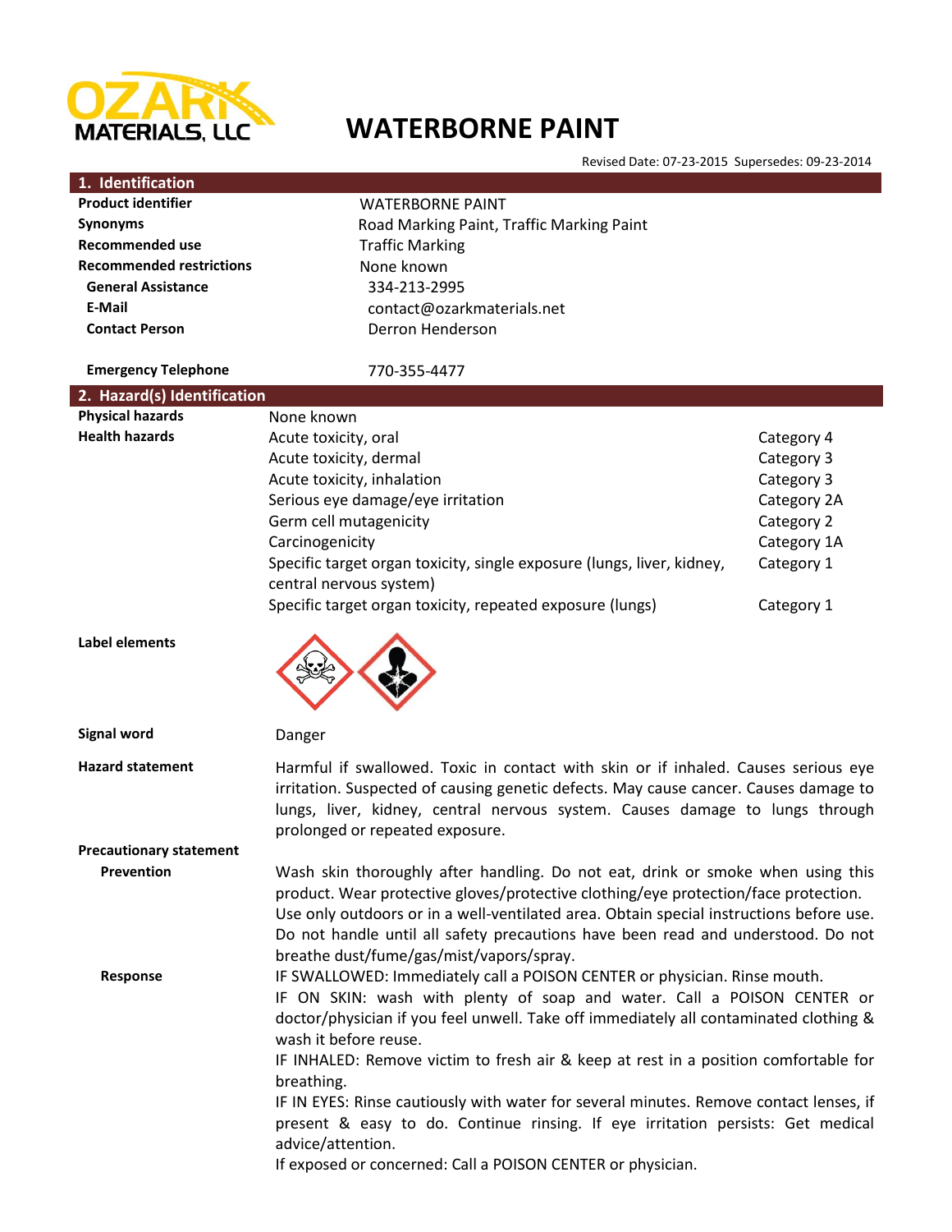OZARK MATERIALS, LLC

# WATERBORNE PAINT

Revised Date: 07-23-2015 Supersedes: 09-23-2014

## 1. Identification

| | |
|---|---|
| **Product identifier** | WATERBORNE PAINT |
| **Synonyms** | Road Marking Paint, Traffic Marking Paint |
| **Recommended use** | Traffic Marking |
| **Recommended restrictions** | None known |
| **General Assistance** | 334-213-2995 |
| **E-Mail** | contact@ozarkmaterials.net |
| **Contact Person** | Derron Henderson |
| **Emergency Telephone** | 770-355-4477 |

## 2. Hazard(s) Identification

| | | |
|---|---|---|
| **Physical hazards** | None known | |
| **Health hazards** | Acute toxicity, oral | Category 4 |
| | Acute toxicity, dermal | Category 3 |
| | Acute toxicity, inhalation | Category 3 |
| | Serious eye damage/eye irritation | Category 2A |
| | Germ cell mutagenicity | Category 2 |
| | Carcinogenicity | Category 1A |
| | Specific target organ toxicity, single exposure (lungs, liver, kidney, central nervous system) | Category 1 |
| | Specific target organ toxicity, repeated exposure (lungs) | Category 1 |

**Label elements**

**Signal word** Danger

**Hazard statement** Harmful if swallowed. Toxic in contact with skin or if inhaled. Causes serious eye irritation. Suspected of causing genetic defects. May cause cancer. Causes damage to lungs, liver, kidney, central nervous system. Causes damage to lungs through prolonged or repeated exposure.

**Precautionary statement**

**Prevention** Wash skin thoroughly after handling. Do not eat, drink or smoke when using this product. Wear protective gloves/protective clothing/eye protection/face protection. Use only outdoors or in a well-ventilated area. Obtain special instructions before use. Do not handle until all safety precautions have been read and understood. Do not breathe dust/fume/gas/mist/vapors/spray.

**Response** IF SWALLOWED: Immediately call a POISON CENTER or physician. Rinse mouth.
IF ON SKIN: wash with plenty of soap and water. Call a POISON CENTER or doctor/physician if you feel unwell. Take off immediately all contaminated clothing & wash it before reuse.
IF INHALED: Remove victim to fresh air & keep at rest in a position comfortable for breathing.
IF IN EYES: Rinse cautiously with water for several minutes. Remove contact lenses, if present & easy to do. Continue rinsing. If eye irritation persists: Get medical advice/attention.
If exposed or concerned: Call a POISON CENTER or physician.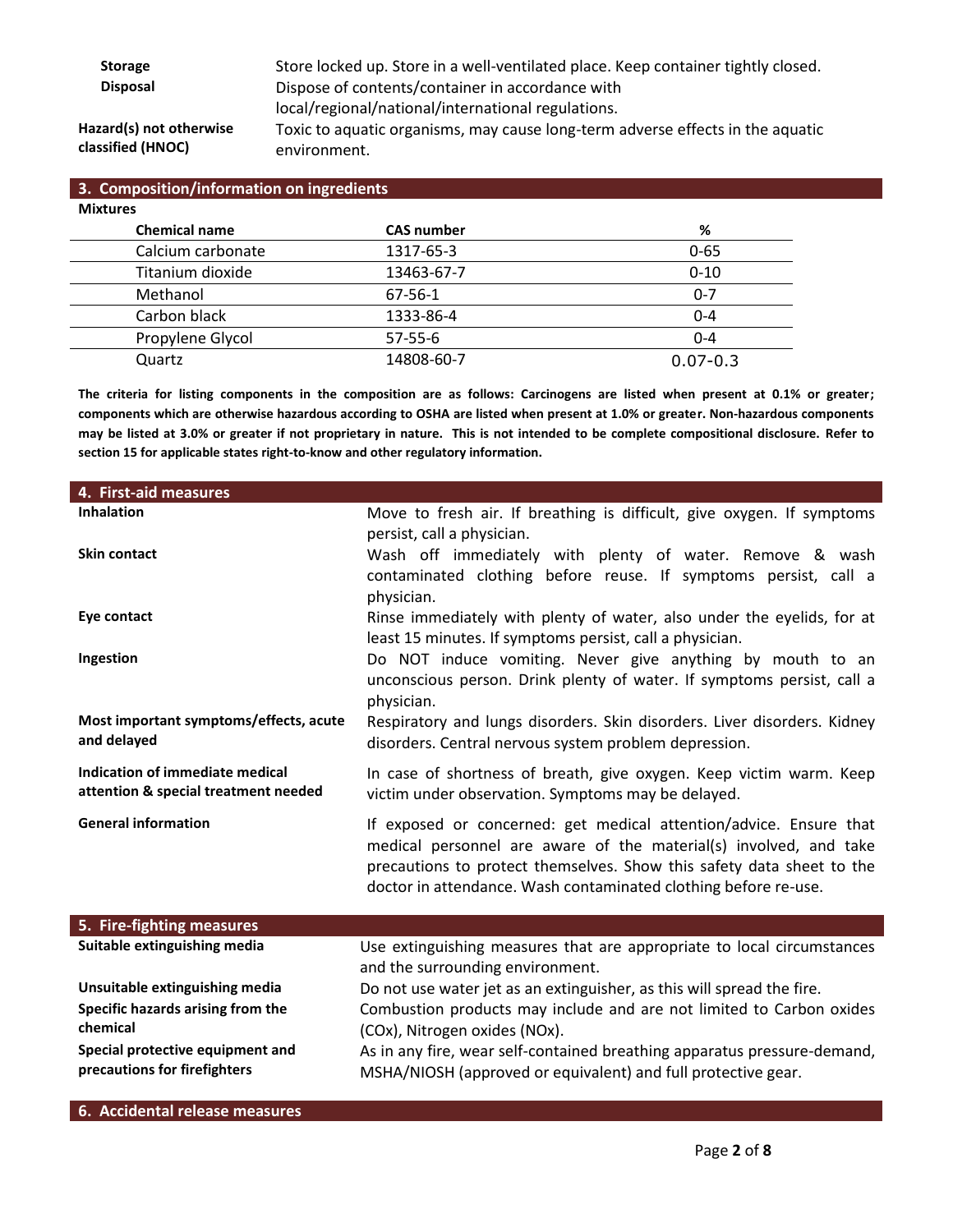**Storage** Store locked up. Store in a well-ventilated place. Keep container tightly closed.

**Disposal** Dispose of contents/container in accordance with local/regional/national/international regulations.

**Hazard(s) not otherwise classified (HNOC)** Toxic to aquatic organisms, may cause long-term adverse effects in the aquatic environment.

## 3. Composition/information on ingredients

**Mixtures**

| Chemical name | CAS number | % |
|---|---|---|
| Calcium carbonate | 1317-65-3 | 0-65 |
| Titanium dioxide | 13463-67-7 | 0-10 |
| Methanol | 67-56-1 | 0-7 |
| Carbon black | 1333-86-4 | 0-4 |
| Propylene Glycol | 57-55-6 | 0-4 |
| Quartz | 14808-60-7 | 0.07-0.3 |

**The criteria for listing components in the composition are as follows: Carcinogens are listed when present at 0.1% or greater; components which are otherwise hazardous according to OSHA are listed when present at 1.0% or greater. Non-hazardous components may be listed at 3.0% or greater if not proprietary in nature. This is not intended to be complete compositional disclosure. Refer to section 15 for applicable states right-to-know and other regulatory information.**

## 4. First-aid measures

**Inhalation** Move to fresh air. If breathing is difficult, give oxygen. If symptoms persist, call a physician.

**Skin contact** Wash off immediately with plenty of water. Remove & wash contaminated clothing before reuse. If symptoms persist, call a physician.

**Eye contact** Rinse immediately with plenty of water, also under the eyelids, for at least 15 minutes. If symptoms persist, call a physician.

**Ingestion** Do NOT induce vomiting. Never give anything by mouth to an unconscious person. Drink plenty of water. If symptoms persist, call a physician.

**Most important symptoms/effects, acute and delayed** Respiratory and lungs disorders. Skin disorders. Liver disorders. Kidney disorders. Central nervous system problem depression.

**Indication of immediate medical attention & special treatment needed** In case of shortness of breath, give oxygen. Keep victim warm. Keep victim under observation. Symptoms may be delayed.

**General information** If exposed or concerned: get medical attention/advice. Ensure that medical personnel are aware of the material(s) involved, and take precautions to protect themselves. Show this safety data sheet to the doctor in attendance. Wash contaminated clothing before re-use.

## 5. Fire-fighting measures

**Suitable extinguishing media** Use extinguishing measures that are appropriate to local circumstances and the surrounding environment.

**Unsuitable extinguishing media** Do not use water jet as an extinguisher, as this will spread the fire.

**Specific hazards arising from the chemical** Combustion products may include and are not limited to Carbon oxides (COx), Nitrogen oxides (NOx).

**Special protective equipment and precautions for firefighters** As in any fire, wear self-contained breathing apparatus pressure-demand, MSHA/NIOSH (approved or equivalent) and full protective gear.

## 6. Accidental release measures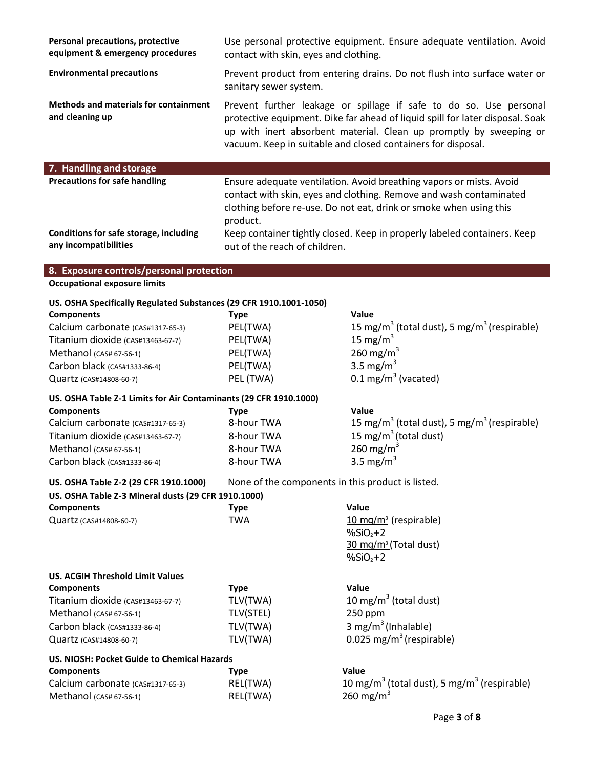| | |
|---|---|
| **Personal precautions, protective equipment & emergency procedures** | Use personal protective equipment. Ensure adequate ventilation. Avoid contact with skin, eyes and clothing. |
| **Environmental precautions** | Prevent product from entering drains. Do not flush into surface water or sanitary sewer system. |
| **Methods and materials for containment and cleaning up** | Prevent further leakage or spillage if safe to do so. Use personal protective equipment. Dike far ahead of liquid spill for later disposal. Soak up with inert absorbent material. Clean up promptly by sweeping or vacuum. Keep in suitable and closed containers for disposal. |

## 7. Handling and storage

| | |
|---|---|
| **Precautions for safe handling** | Ensure adequate ventilation. Avoid breathing vapors or mists. Avoid contact with skin, eyes and clothing. Remove and wash contaminated clothing before re-use. Do not eat, drink or smoke when using this product. |
| **Conditions for safe storage, including any incompatibilities** | Keep container tightly closed. Keep in properly labeled containers. Keep out of the reach of children. |

## 8. Exposure controls/personal protection

**Occupational exposure limits**

**US. OSHA Specifically Regulated Substances (29 CFR 1910.1001-1050)**

| **Components** | **Type** | **Value** |
|---|---|---|
| Calcium carbonate (CAS#1317-65-3) | PEL(TWA) | 15 mg/m$^3$ (total dust), 5 mg/m$^3$ (respirable) |
| Titanium dioxide (CAS#13463-67-7) | PEL(TWA) | 15 mg/m$^3$ |
| Methanol (CAS# 67-56-1) | PEL(TWA) | 260 mg/m$^3$ |
| Carbon black (CAS#1333-86-4) | PEL(TWA) | 3.5 mg/m$^3$ |
| Quartz (CAS#14808-60-7) | PEL (TWA) | 0.1 mg/m$^3$ (vacated) |

**US. OSHA Table Z-1 Limits for Air Contaminants (29 CFR 1910.1000)**

| **Components** | **Type** | **Value** |
|---|---|---|
| Calcium carbonate (CAS#1317-65-3) | 8-hour TWA | 15 mg/m$^3$ (total dust), 5 mg/m$^3$ (respirable) |
| Titanium dioxide (CAS#13463-67-7) | 8-hour TWA | 15 mg/m$^3$ (total dust) |
| Methanol (CAS# 67-56-1) | 8-hour TWA | 260 mg/m$^3$ |
| Carbon black (CAS#1333-86-4) | 8-hour TWA | 3.5 mg/m$^3$ |

**US. OSHA Table Z-2 (29 CFR 1910.1000)** None of the components in this product is listed.

**US. OSHA Table Z-3 Mineral dusts (29 CFR 1910.1000)**

| **Components** | **Type** | **Value** |
|---|---|---|
| Quartz (CAS#14808-60-7) | TWA | $\frac{10 \text{ mg/m}^3}{\%SiO_2+2}$ (respirable)<br>$\frac{30 \text{ mg/m}^3}{\%SiO_2+2}$ (Total dust) |

**US. ACGIH Threshold Limit Values**

| **Components** | **Type** | **Value** |
|---|---|---|
| Titanium dioxide (CAS#13463-67-7) | TLV(TWA) | 10 mg/m$^3$ (total dust) |
| Methanol (CAS# 67-56-1) | TLV(STEL) | 250 ppm |
| Carbon black (CAS#1333-86-4) | TLV(TWA) | 3 mg/m$^3$ (Inhalable) |
| Quartz (CAS#14808-60-7) | TLV(TWA) | 0.025 mg/m$^3$ (respirable) |

**US. NIOSH: Pocket Guide to Chemical Hazards**

| **Components** | **Type** | **Value** |
|---|---|---|
| Calcium carbonate (CAS#1317-65-3) | REL(TWA) | 10 mg/m$^3$ (total dust), 5 mg/m$^3$ (respirable) |
| Methanol (CAS# 67-56-1) | REL(TWA) | 260 mg/m$^3$ |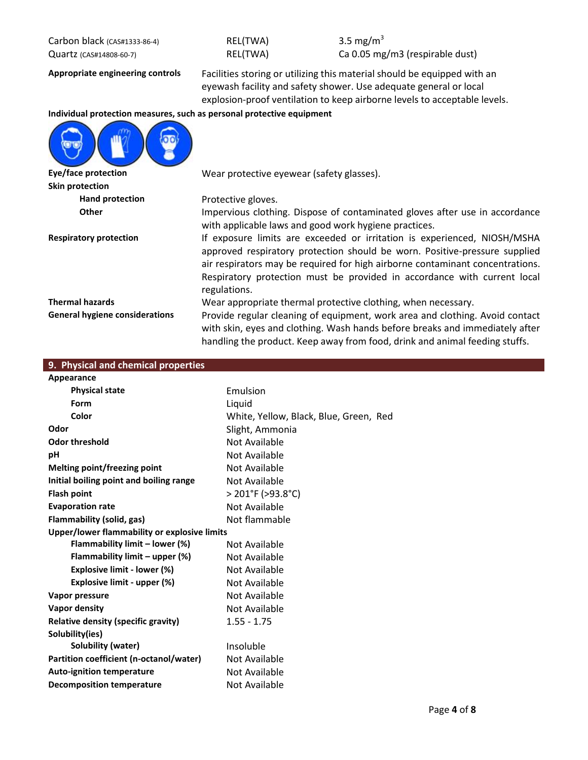| | | |
|---|---|---|
| Carbon black (CAS#1333-86-4) | REL(TWA) | 3.5 mg/m$^3$ |
| Quartz (CAS#14808-60-7) | REL(TWA) | Ca 0.05 mg/m3 (respirable dust) |

**Appropriate engineering controls** Facilities storing or utilizing this material should be equipped with an eyewash facility and safety shower. Use adequate general or local explosion-proof ventilation to keep airborne levels to acceptable levels.

**Individual protection measures, such as personal protective equipment**

**Eye/face protection** Wear protective eyewear (safety glasses).

**Skin protection**

**Hand protection** Protective gloves.

**Other** Impervious clothing. Dispose of contaminated gloves after use in accordance with applicable laws and good work hygiene practices.

**Respiratory protection** If exposure limits are exceeded or irritation is experienced, NIOSH/MSHA approved respiratory protection should be worn. Positive-pressure supplied air respirators may be required for high airborne contaminant concentrations. Respiratory protection must be provided in accordance with current local regulations.

**Thermal hazards** Wear appropriate thermal protective clothing, when necessary.

**General hygiene considerations** Provide regular cleaning of equipment, work area and clothing. Avoid contact with skin, eyes and clothing. Wash hands before breaks and immediately after handling the product. Keep away from food, drink and animal feeding stuffs.

## 9. Physical and chemical properties

| Property | Value |
|---|---|
| **Appearance** | |
| **Physical state** | Emulsion |
| **Form** | Liquid |
| **Color** | White, Yellow, Black, Blue, Green, Red |
| **Odor** | Slight, Ammonia |
| **Odor threshold** | Not Available |
| **pH** | Not Available |
| **Melting point/freezing point** | Not Available |
| **Initial boiling point and boiling range** | Not Available |
| **Flash point** | > 201°F (>93.8°C) |
| **Evaporation rate** | Not Available |
| **Flammability (solid, gas)** | Not flammable |
| **Upper/lower flammability or explosive limits** | |
| **Flammability limit – lower (%)** | Not Available |
| **Flammability limit – upper (%)** | Not Available |
| **Explosive limit - lower (%)** | Not Available |
| **Explosive limit - upper (%)** | Not Available |
| **Vapor pressure** | Not Available |
| **Vapor density** | Not Available |
| **Relative density (specific gravity)** | 1.55 - 1.75 |
| **Solubility(ies)** | |
| **Solubility (water)** | Insoluble |
| **Partition coefficient (n-octanol/water)** | Not Available |
| **Auto-ignition temperature** | Not Available |
| **Decomposition temperature** | Not Available |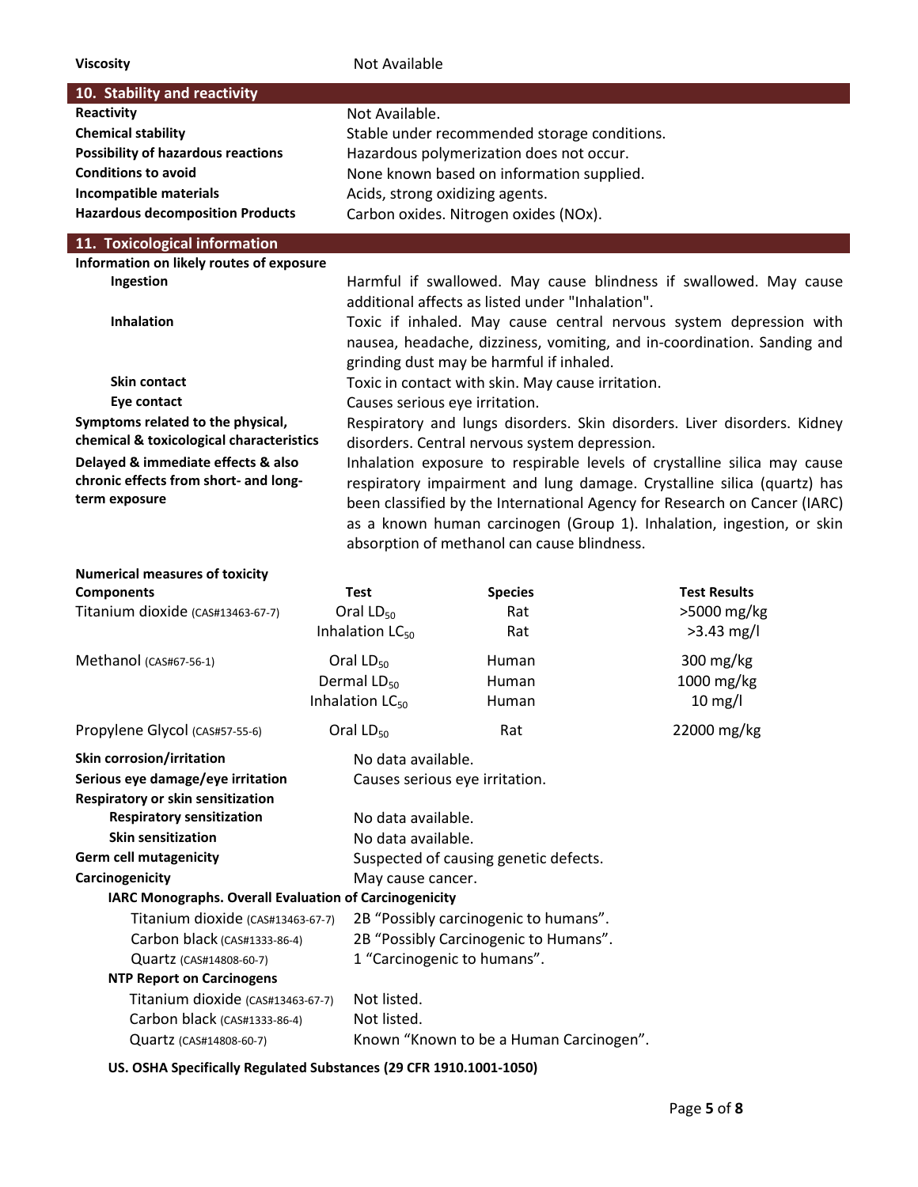| | |
|---|---|
| **Viscosity** | Not Available |

## 10. Stability and reactivity

| | |
|---|---|
| **Reactivity** | Not Available. |
| **Chemical stability** | Stable under recommended storage conditions. |
| **Possibility of hazardous reactions** | Hazardous polymerization does not occur. |
| **Conditions to avoid** | None known based on information supplied. |
| **Incompatible materials** | Acids, strong oxidizing agents. |
| **Hazardous decomposition Products** | Carbon oxides. Nitrogen oxides (NOx). |

## 11. Toxicological information

**Information on likely routes of exposure**

| | |
|---|---|
| **Ingestion** | Harmful if swallowed. May cause blindness if swallowed. May cause additional affects as listed under "Inhalation". |
| **Inhalation** | Toxic if inhaled. May cause central nervous system depression with nausea, headache, dizziness, vomiting, and in-coordination. Sanding and grinding dust may be harmful if inhaled. |
| **Skin contact** | Toxic in contact with skin. May cause irritation. |
| **Eye contact** | Causes serious eye irritation. |
| **Symptoms related to the physical, chemical & toxicological characteristics** | Respiratory and lungs disorders. Skin disorders. Liver disorders. Kidney disorders. Central nervous system depression. |
| **Delayed & immediate effects & also chronic effects from short- and long-term exposure** | Inhalation exposure to respirable levels of crystalline silica may cause respiratory impairment and lung damage. Crystalline silica (quartz) has been classified by the International Agency for Research on Cancer (IARC) as a known human carcinogen (Group 1). Inhalation, ingestion, or skin absorption of methanol can cause blindness. |

**Numerical measures of toxicity**

| Components | Test | Species | Test Results |
|---|---|---|---|
| Titanium dioxide (CAS#13463-67-7) | Oral $LD_{50}$ | Rat | >5000 mg/kg |
| | Inhalation $LC_{50}$ | Rat | >3.43 mg/l |
| Methanol (CAS#67-56-1) | Oral $LD_{50}$ | Human | 300 mg/kg |
| | Dermal $LD_{50}$ | Human | 1000 mg/kg |
| | Inhalation $LC_{50}$ | Human | 10 mg/l |
| Propylene Glycol (CAS#57-55-6) | Oral $LD_{50}$ | Rat | 22000 mg/kg |

| | |
|---|---|
| **Skin corrosion/irritation** | No data available. |
| **Serious eye damage/eye irritation** | Causes serious eye irritation. |
| **Respiratory or skin sensitization** | |
| **Respiratory sensitization** | No data available. |
| **Skin sensitization** | No data available. |
| **Germ cell mutagenicity** | Suspected of causing genetic defects. |
| **Carcinogenicity** | May cause cancer. |

**IARC Monographs. Overall Evaluation of Carcinogenicity**

| | |
|---|---|
| Titanium dioxide (CAS#13463-67-7) | 2B "Possibly carcinogenic to humans". |
| Carbon black (CAS#1333-86-4) | 2B "Possibly Carcinogenic to Humans". |
| Quartz (CAS#14808-60-7) | 1 "Carcinogenic to humans". |

**NTP Report on Carcinogens**

| | |
|---|---|
| Titanium dioxide (CAS#13463-67-7) | Not listed. |
| Carbon black (CAS#1333-86-4) | Not listed. |
| Quartz (CAS#14808-60-7) | Known "Known to be a Human Carcinogen". |

**US. OSHA Specifically Regulated Substances (29 CFR 1910.1001-1050)**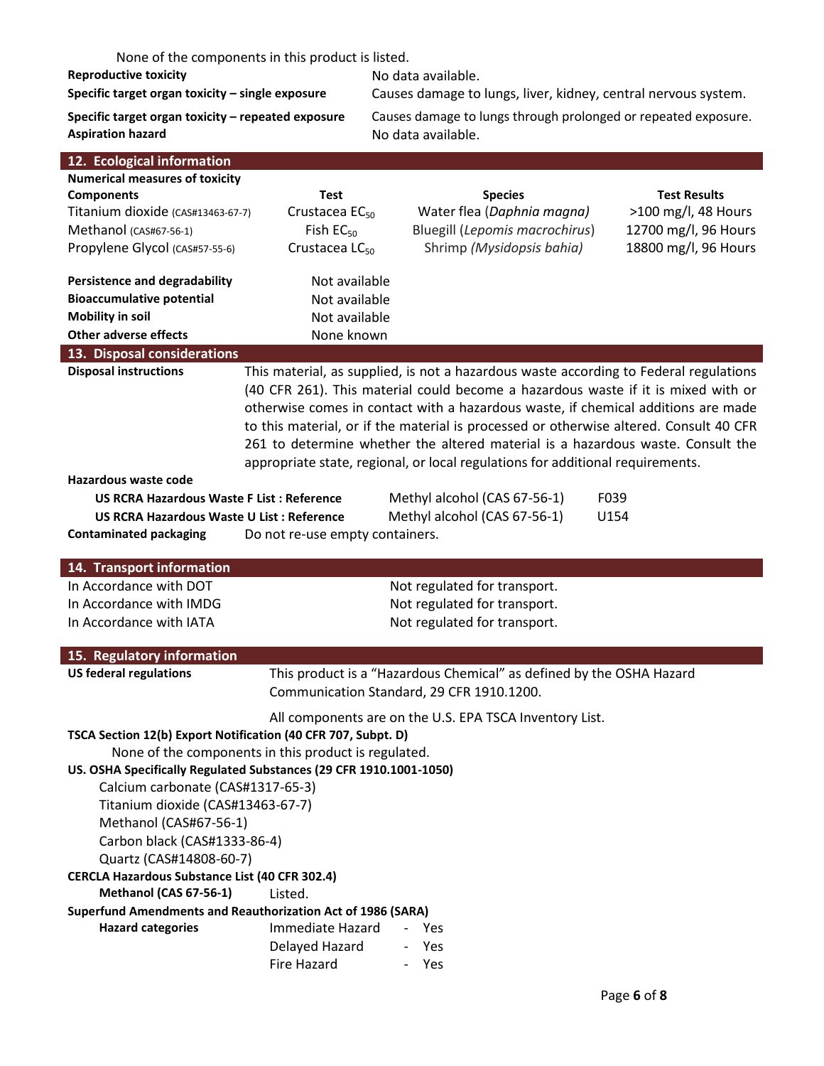None of the components in this product is listed.

| | |
|---|---|
| **Reproductive toxicity** | No data available. |
| **Specific target organ toxicity – single exposure** | Causes damage to lungs, liver, kidney, central nervous system. |
| **Specific target organ toxicity – repeated exposure** | Causes damage to lungs through prolonged or repeated exposure. |
| **Aspiration hazard** | No data available. |

## 12. Ecological information

**Numerical measures of toxicity**

| Components | Test | Species | Test Results |
|---|---|---|---|
| Titanium dioxide (CAS#13463-67-7) | Crustacea $EC_{50}$ | Water flea (*Daphnia magna)* | >100 mg/l, 48 Hours |
| Methanol (CAS#67-56-1) | Fish $EC_{50}$ | Bluegill (*Lepomis macrochirus*) | 12700 mg/l, 96 Hours |
| Propylene Glycol (CAS#57-55-6) | Crustacea $LC_{50}$ | Shrimp *(Mysidopsis bahia)* | 18800 mg/l, 96 Hours |

| | |
|---|---|
| **Persistence and degradability** | Not available |
| **Bioaccumulative potential** | Not available |
| **Mobility in soil** | Not available |
| **Other adverse effects** | None known |

## 13. Disposal considerations

**Disposal instructions** This material, as supplied, is not a hazardous waste according to Federal regulations (40 CFR 261). This material could become a hazardous waste if it is mixed with or otherwise comes in contact with a hazardous waste, if chemical additions are made to this material, or if the material is processed or otherwise altered. Consult 40 CFR 261 to determine whether the altered material is a hazardous waste. Consult the appropriate state, regional, or local regulations for additional requirements.

**Hazardous waste code**

| | | |
|---|---|---|
| **US RCRA Hazardous Waste F List : Reference** | Methyl alcohol (CAS 67-56-1) | F039 |
| **US RCRA Hazardous Waste U List : Reference** | Methyl alcohol (CAS 67-56-1) | U154 |

**Contaminated packaging** Do not re-use empty containers.

## 14. Transport information

| | |
|---|---|
| In Accordance with DOT | Not regulated for transport. |
| In Accordance with IMDG | Not regulated for transport. |
| In Accordance with IATA | Not regulated for transport. |

## 15. Regulatory information

**US federal regulations** This product is a "Hazardous Chemical" as defined by the OSHA Hazard Communication Standard, 29 CFR 1910.1200.

All components are on the U.S. EPA TSCA Inventory List.

**TSCA Section 12(b) Export Notification (40 CFR 707, Subpt. D)**

None of the components in this product is regulated.

**US. OSHA Specifically Regulated Substances (29 CFR 1910.1001-1050)**

- Calcium carbonate (CAS#1317-65-3)
- Titanium dioxide (CAS#13463-67-7)
- Methanol (CAS#67-56-1)
- Carbon black (CAS#1333-86-4)
- Quartz (CAS#14808-60-7)

**CERCLA Hazardous Substance List (40 CFR 302.4)**

**Methanol (CAS 67-56-1)** Listed.

**Superfund Amendments and Reauthorization Act of 1986 (SARA)**

| **Hazard categories** | | |
|---|---|---|
| | Immediate Hazard | - Yes |
| | Delayed Hazard | - Yes |
| | Fire Hazard | - Yes |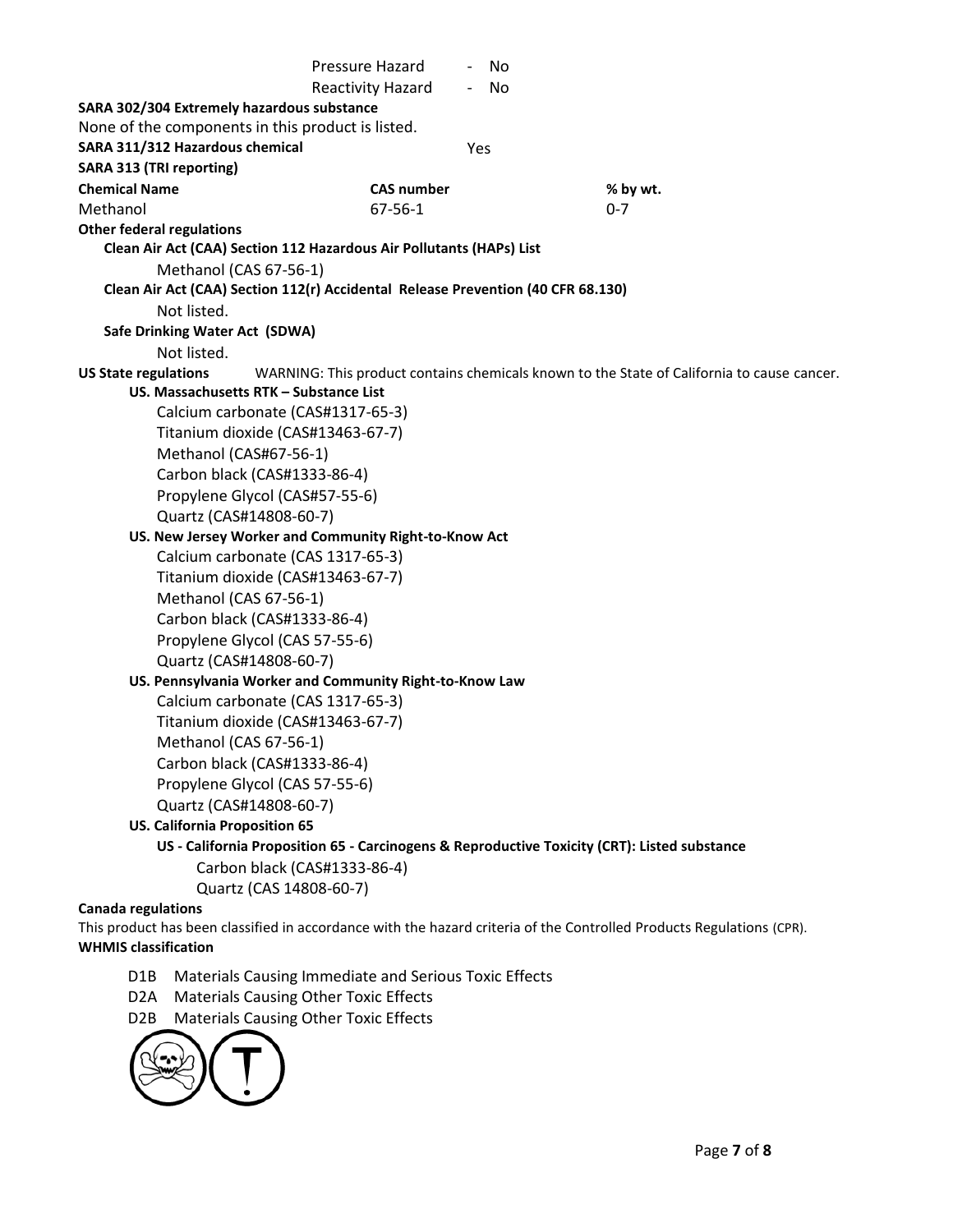| | | |
|---|---|---|
| Pressure Hazard | - | No |
| Reactivity Hazard | - | No |

**SARA 302/304 Extremely hazardous substance**

None of the components in this product is listed.

**SARA 311/312 Hazardous chemical** Yes

**SARA 313 (TRI reporting)**

| Chemical Name | CAS number | % by wt. |
|---|---|---|
| Methanol | 67-56-1 | 0-7 |

**Other federal regulations**

**Clean Air Act (CAA) Section 112 Hazardous Air Pollutants (HAPs) List**

Methanol (CAS 67-56-1)

**Clean Air Act (CAA) Section 112(r) Accidental Release Prevention (40 CFR 68.130)**

Not listed.

**Safe Drinking Water Act (SDWA)**

Not listed.

**US State regulations** WARNING: This product contains chemicals known to the State of California to cause cancer.

**US. Massachusetts RTK – Substance List**

- Calcium carbonate (CAS#1317-65-3)
- Titanium dioxide (CAS#13463-67-7)
- Methanol (CAS#67-56-1)
- Carbon black (CAS#1333-86-4)
- Propylene Glycol (CAS#57-55-6)
- Quartz (CAS#14808-60-7)

**US. New Jersey Worker and Community Right-to-Know Act**

- Calcium carbonate (CAS 1317-65-3)
- Titanium dioxide (CAS#13463-67-7)
- Methanol (CAS 67-56-1)
- Carbon black (CAS#1333-86-4)
- Propylene Glycol (CAS 57-55-6)
- Quartz (CAS#14808-60-7)

**US. Pennsylvania Worker and Community Right-to-Know Law**

- Calcium carbonate (CAS 1317-65-3)
- Titanium dioxide (CAS#13463-67-7)
- Methanol (CAS 67-56-1)
- Carbon black (CAS#1333-86-4)
- Propylene Glycol (CAS 57-55-6)
- Quartz (CAS#14808-60-7)

**US. California Proposition 65**

**US - California Proposition 65 - Carcinogens & Reproductive Toxicity (CRT): Listed substance**

- Carbon black (CAS#1333-86-4)
- Quartz (CAS 14808-60-7)

**Canada regulations**

This product has been classified in accordance with the hazard criteria of the Controlled Products Regulations (CPR).

**WHMIS classification**

- D1B Materials Causing Immediate and Serious Toxic Effects
- D2A Materials Causing Other Toxic Effects
- D2B Materials Causing Other Toxic Effects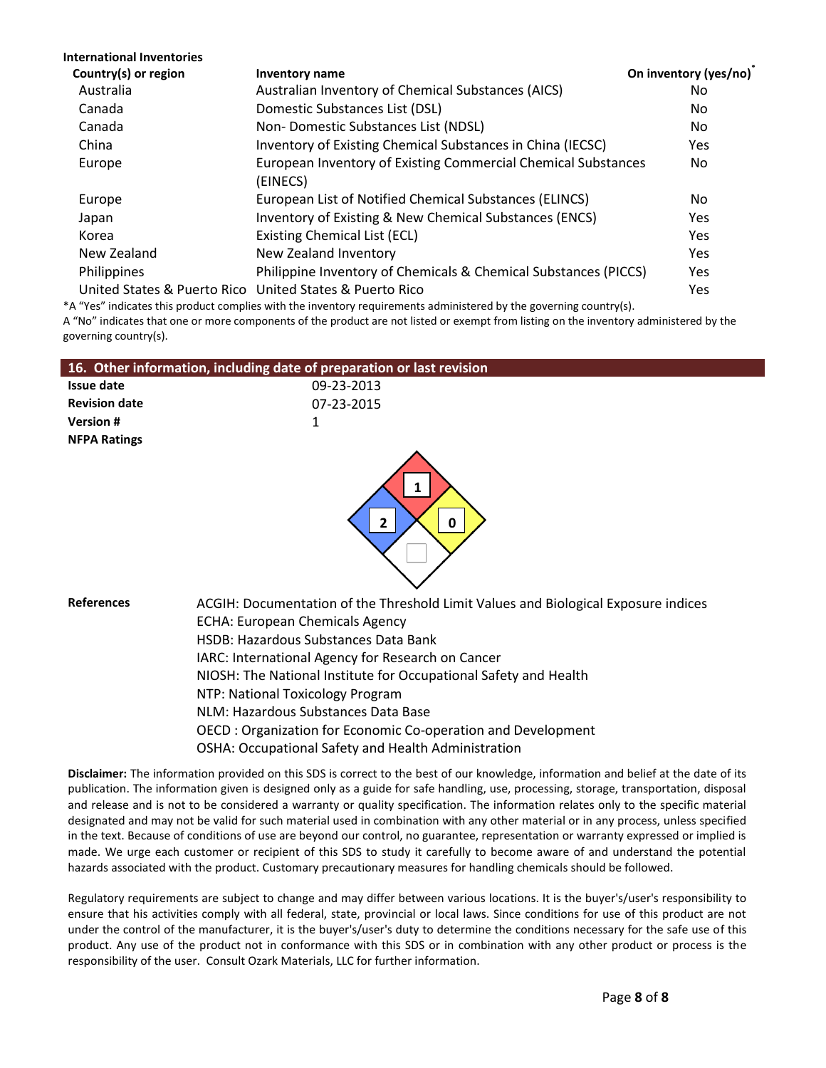**International Inventories**

| Country(s) or region | Inventory name | On inventory (yes/no)* |
|---|---|---|
| Australia | Australian Inventory of Chemical Substances (AICS) | No |
| Canada | Domestic Substances List (DSL) | No |
| Canada | Non- Domestic Substances List (NDSL) | No |
| China | Inventory of Existing Chemical Substances in China (IECSC) | Yes |
| Europe | European Inventory of Existing Commercial Chemical Substances (EINECS) | No |
| Europe | European List of Notified Chemical Substances (ELINCS) | No |
| Japan | Inventory of Existing & New Chemical Substances (ENCS) | Yes |
| Korea | Existing Chemical List (ECL) | Yes |
| New Zealand | New Zealand Inventory | Yes |
| Philippines | Philippine Inventory of Chemicals & Chemical Substances (PICCS) | Yes |
| United States & Puerto Rico | United States & Puerto Rico | Yes |

*A "Yes" indicates this product complies with the inventory requirements administered by the governing country(s).
A "No" indicates that one or more components of the product are not listed or exempt from listing on the inventory administered by the governing country(s).

## 16. Other information, including date of preparation or last revision

| | |
|---|---|
| **Issue date** | 09-23-2013 |
| **Revision date** | 07-23-2015 |
| **Version #** | 1 |
| **NFPA Ratings** | |

1
2
0

**References**

ACGIH: Documentation of the Threshold Limit Values and Biological Exposure indices
ECHA: European Chemicals Agency
HSDB: Hazardous Substances Data Bank
IARC: International Agency for Research on Cancer
NIOSH: The National Institute for Occupational Safety and Health
NTP: National Toxicology Program
NLM: Hazardous Substances Data Base
OECD : Organization for Economic Co-operation and Development
OSHA: Occupational Safety and Health Administration

**Disclaimer:** The information provided on this SDS is correct to the best of our knowledge, information and belief at the date of its publication. The information given is designed only as a guide for safe handling, use, processing, storage, transportation, disposal and release and is not to be considered a warranty or quality specification. The information relates only to the specific material designated and may not be valid for such material used in combination with any other material or in any process, unless specified in the text. Because of conditions of use are beyond our control, no guarantee, representation or warranty expressed or implied is made. We urge each customer or recipient of this SDS to study it carefully to become aware of and understand the potential hazards associated with the product. Customary precautionary measures for handling chemicals should be followed.

Regulatory requirements are subject to change and may differ between various locations. It is the buyer's/user's responsibility to ensure that his activities comply with all federal, state, provincial or local laws. Since conditions for use of this product are not under the control of the manufacturer, it is the buyer's/user's duty to determine the conditions necessary for the safe use of this product. Any use of the product not in conformance with this SDS or in combination with any other product or process is the responsibility of the user. Consult Ozark Materials, LLC for further information.